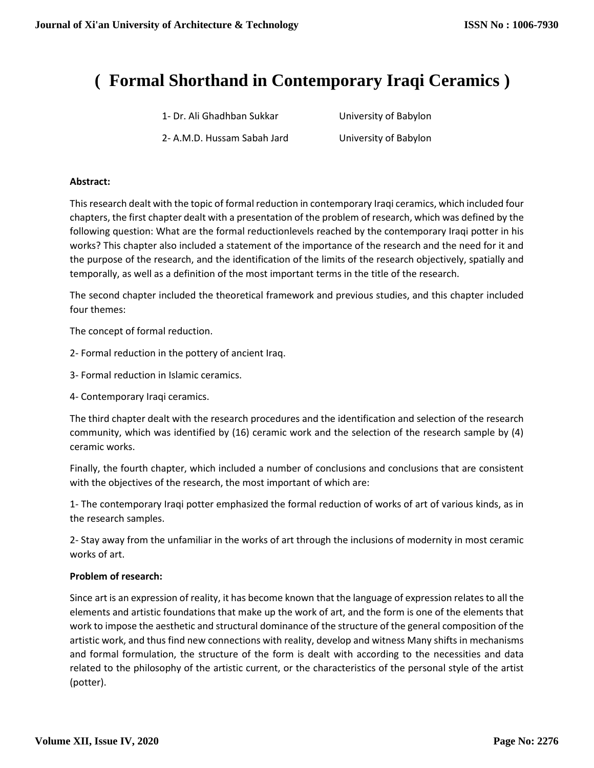# ( Formal Shorthand in Contemporary Iraqi Ceramics )

1- Dr. Ali Ghadhban Sukkar — University of Babylon

2- A.M.D. Hussam Sabah Jard — University of Babylon

**Abstract:**

This research dealt with the topic of formal reduction in contemporary Iraqi ceramics, which included four chapters, the first chapter dealt with a presentation of the problem of research, which was defined by the following question: What are the formal reductionlevels reached by the contemporary Iraqi potter in his works? This chapter also included a statement of the importance of the research and the need for it and the purpose of the research, and the identification of the limits of the research objectively, spatially and temporally, as well as a definition of the most important terms in the title of the research.

The second chapter included the theoretical framework and previous studies, and this chapter included four themes:

The concept of formal reduction.

2- Formal reduction in the pottery of ancient Iraq.

3- Formal reduction in Islamic ceramics.

4- Contemporary Iraqi ceramics.

The third chapter dealt with the research procedures and the identification and selection of the research community, which was identified by (16) ceramic work and the selection of the research sample by (4) ceramic works.

Finally, the fourth chapter, which included a number of conclusions and conclusions that are consistent with the objectives of the research, the most important of which are:

1- The contemporary Iraqi potter emphasized the formal reduction of works of art of various kinds, as in the research samples.

2- Stay away from the unfamiliar in the works of art through the inclusions of modernity in most ceramic works of art.

**Problem of research:**

Since art is an expression of reality, it has become known that the language of expression relates to all the elements and artistic foundations that make up the work of art, and the form is one of the elements that work to impose the aesthetic and structural dominance of the structure of the general composition of the artistic work, and thus find new connections with reality, develop and witness Many shifts in mechanisms and formal formulation, the structure of the form is dealt with according to the necessities and data related to the philosophy of the artistic current, or the characteristics of the personal style of the artist (potter).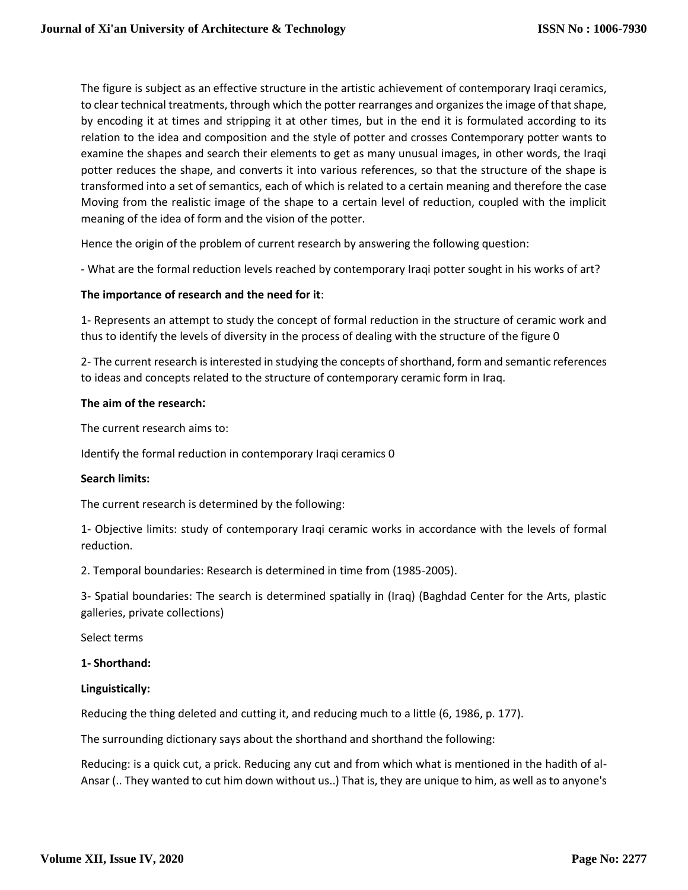The figure is subject as an effective structure in the artistic achievement of contemporary Iraqi ceramics, to clear technical treatments, through which the potter rearranges and organizes the image of that shape, by encoding it at times and stripping it at other times, but in the end it is formulated according to its relation to the idea and composition and the style of potter and crosses Contemporary potter wants to examine the shapes and search their elements to get as many unusual images, in other words, the Iraqi potter reduces the shape, and converts it into various references, so that the structure of the shape is transformed into a set of semantics, each of which is related to a certain meaning and therefore the case Moving from the realistic image of the shape to a certain level of reduction, coupled with the implicit meaning of the idea of form and the vision of the potter.

Hence the origin of the problem of current research by answering the following question:

- What are the formal reduction levels reached by contemporary Iraqi potter sought in his works of art?

**The importance of research and the need for it**:

1- Represents an attempt to study the concept of formal reduction in the structure of ceramic work and thus to identify the levels of diversity in the process of dealing with the structure of the figure 0

2- The current research is interested in studying the concepts of shorthand, form and semantic references to ideas and concepts related to the structure of contemporary ceramic form in Iraq.

**The aim of the research:**

The current research aims to:

Identify the formal reduction in contemporary Iraqi ceramics 0

**Search limits:**

The current research is determined by the following:

1- Objective limits: study of contemporary Iraqi ceramic works in accordance with the levels of formal reduction.

2. Temporal boundaries: Research is determined in time from (1985-2005).

3- Spatial boundaries: The search is determined spatially in (Iraq) (Baghdad Center for the Arts, plastic galleries, private collections)

Select terms

**1- Shorthand:**

**Linguistically:**

Reducing the thing deleted and cutting it, and reducing much to a little (6, 1986, p. 177).

The surrounding dictionary says about the shorthand and shorthand the following:

Reducing: is a quick cut, a prick. Reducing any cut and from which what is mentioned in the hadith of al-Ansar (.. They wanted to cut him down without us..) That is, they are unique to him, as well as to anyone's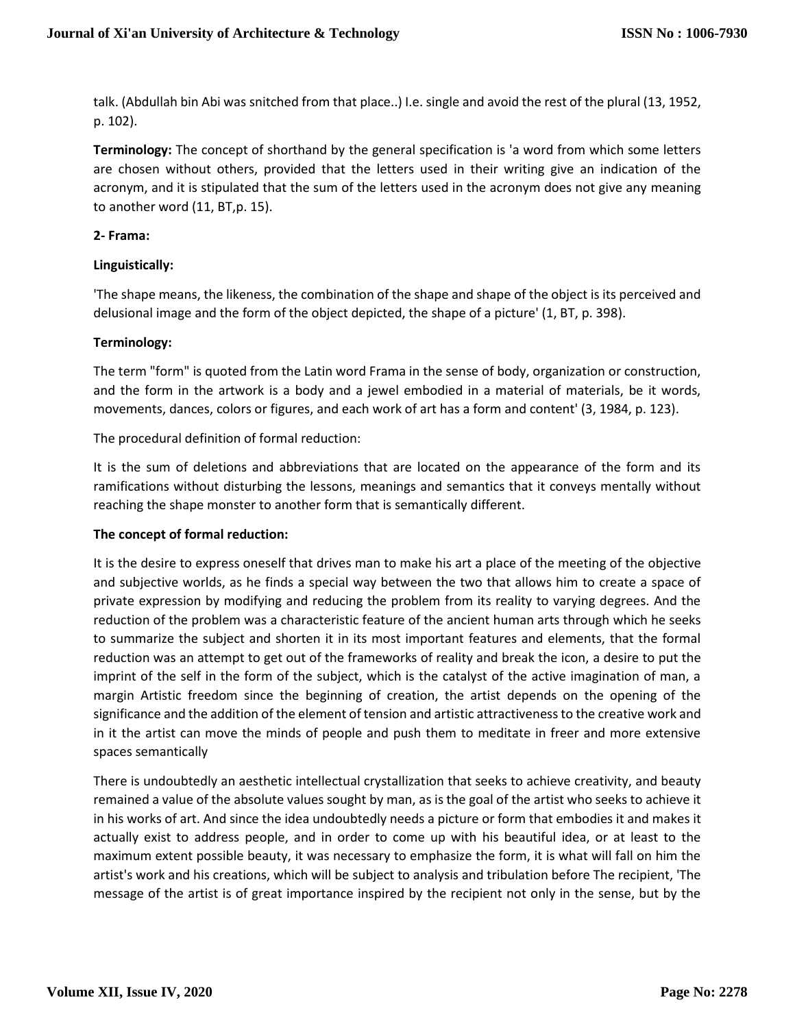talk. (Abdullah bin Abi was snitched from that place..) I.e. single and avoid the rest of the plural (13, 1952, p. 102).

**Terminology:** The concept of shorthand by the general specification is 'a word from which some letters are chosen without others, provided that the letters used in their writing give an indication of the acronym, and it is stipulated that the sum of the letters used in the acronym does not give any meaning to another word (11, BT,p. 15).

**2- Frama:**

**Linguistically:**

'The shape means, the likeness, the combination of the shape and shape of the object is its perceived and delusional image and the form of the object depicted, the shape of a picture' (1, BT, p. 398).

**Terminology:**

The term "form" is quoted from the Latin word Frama in the sense of body, organization or construction, and the form in the artwork is a body and a jewel embodied in a material of materials, be it words, movements, dances, colors or figures, and each work of art has a form and content' (3, 1984, p. 123).

The procedural definition of formal reduction:

It is the sum of deletions and abbreviations that are located on the appearance of the form and its ramifications without disturbing the lessons, meanings and semantics that it conveys mentally without reaching the shape monster to another form that is semantically different.

**The concept of formal reduction:**

It is the desire to express oneself that drives man to make his art a place of the meeting of the objective and subjective worlds, as he finds a special way between the two that allows him to create a space of private expression by modifying and reducing the problem from its reality to varying degrees. And the reduction of the problem was a characteristic feature of the ancient human arts through which he seeks to summarize the subject and shorten it in its most important features and elements, that the formal reduction was an attempt to get out of the frameworks of reality and break the icon, a desire to put the imprint of the self in the form of the subject, which is the catalyst of the active imagination of man, a margin Artistic freedom since the beginning of creation, the artist depends on the opening of the significance and the addition of the element of tension and artistic attractiveness to the creative work and in it the artist can move the minds of people and push them to meditate in freer and more extensive spaces semantically

There is undoubtedly an aesthetic intellectual crystallization that seeks to achieve creativity, and beauty remained a value of the absolute values sought by man, as is the goal of the artist who seeks to achieve it in his works of art. And since the idea undoubtedly needs a picture or form that embodies it and makes it actually exist to address people, and in order to come up with his beautiful idea, or at least to the maximum extent possible beauty, it was necessary to emphasize the form, it is what will fall on him the artist's work and his creations, which will be subject to analysis and tribulation before The recipient, 'The message of the artist is of great importance inspired by the recipient not only in the sense, but by the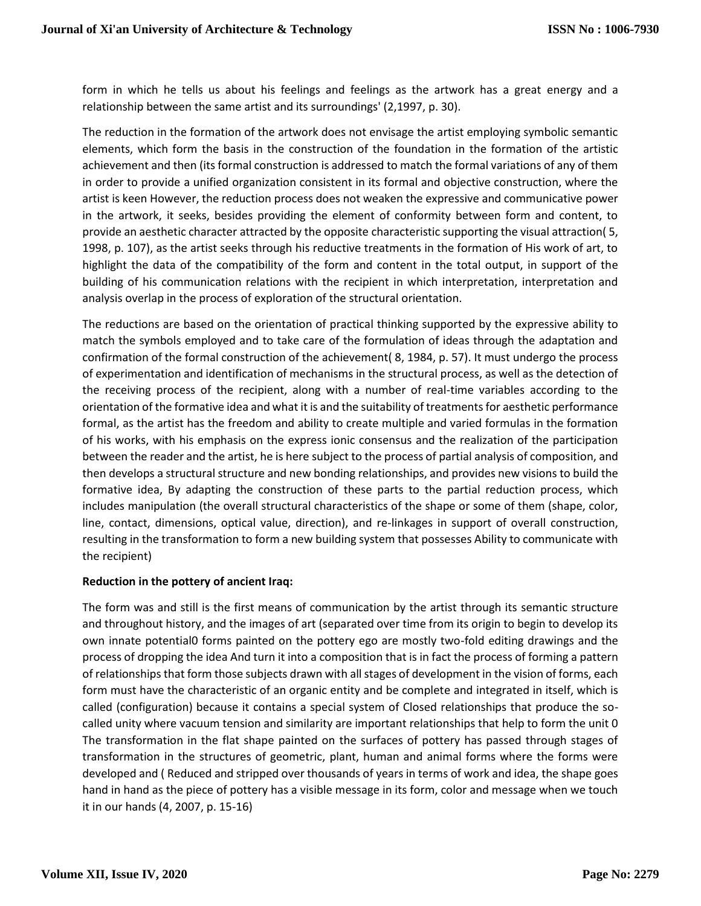form in which he tells us about his feelings and feelings as the artwork has a great energy and a relationship between the same artist and its surroundings' (2,1997, p. 30).

The reduction in the formation of the artwork does not envisage the artist employing symbolic semantic elements, which form the basis in the construction of the foundation in the formation of the artistic achievement and then (its formal construction is addressed to match the formal variations of any of them in order to provide a unified organization consistent in its formal and objective construction, where the artist is keen However, the reduction process does not weaken the expressive and communicative power in the artwork, it seeks, besides providing the element of conformity between form and content, to provide an aesthetic character attracted by the opposite characteristic supporting the visual attraction( 5, 1998, p. 107), as the artist seeks through his reductive treatments in the formation of His work of art, to highlight the data of the compatibility of the form and content in the total output, in support of the building of his communication relations with the recipient in which interpretation, interpretation and analysis overlap in the process of exploration of the structural orientation.

The reductions are based on the orientation of practical thinking supported by the expressive ability to match the symbols employed and to take care of the formulation of ideas through the adaptation and confirmation of the formal construction of the achievement( 8, 1984, p. 57). It must undergo the process of experimentation and identification of mechanisms in the structural process, as well as the detection of the receiving process of the recipient, along with a number of real-time variables according to the orientation of the formative idea and what it is and the suitability of treatments for aesthetic performance formal, as the artist has the freedom and ability to create multiple and varied formulas in the formation of his works, with his emphasis on the express ionic consensus and the realization of the participation between the reader and the artist, he is here subject to the process of partial analysis of composition, and then develops a structural structure and new bonding relationships, and provides new visions to build the formative idea, By adapting the construction of these parts to the partial reduction process, which includes manipulation (the overall structural characteristics of the shape or some of them (shape, color, line, contact, dimensions, optical value, direction), and re-linkages in support of overall construction, resulting in the transformation to form a new building system that possesses Ability to communicate with the recipient)

**Reduction in the pottery of ancient Iraq:**

The form was and still is the first means of communication by the artist through its semantic structure and throughout history, and the images of art (separated over time from its origin to begin to develop its own innate potential0 forms painted on the pottery ego are mostly two-fold editing drawings and the process of dropping the idea And turn it into a composition that is in fact the process of forming a pattern of relationships that form those subjects drawn with all stages of development in the vision of forms, each form must have the characteristic of an organic entity and be complete and integrated in itself, which is called (configuration) because it contains a special system of Closed relationships that produce the so-called unity where vacuum tension and similarity are important relationships that help to form the unit 0 The transformation in the flat shape painted on the surfaces of pottery has passed through stages of transformation in the structures of geometric, plant, human and animal forms where the forms were developed and ( Reduced and stripped over thousands of years in terms of work and idea, the shape goes hand in hand as the piece of pottery has a visible message in its form, color and message when we touch it in our hands (4, 2007, p. 15-16)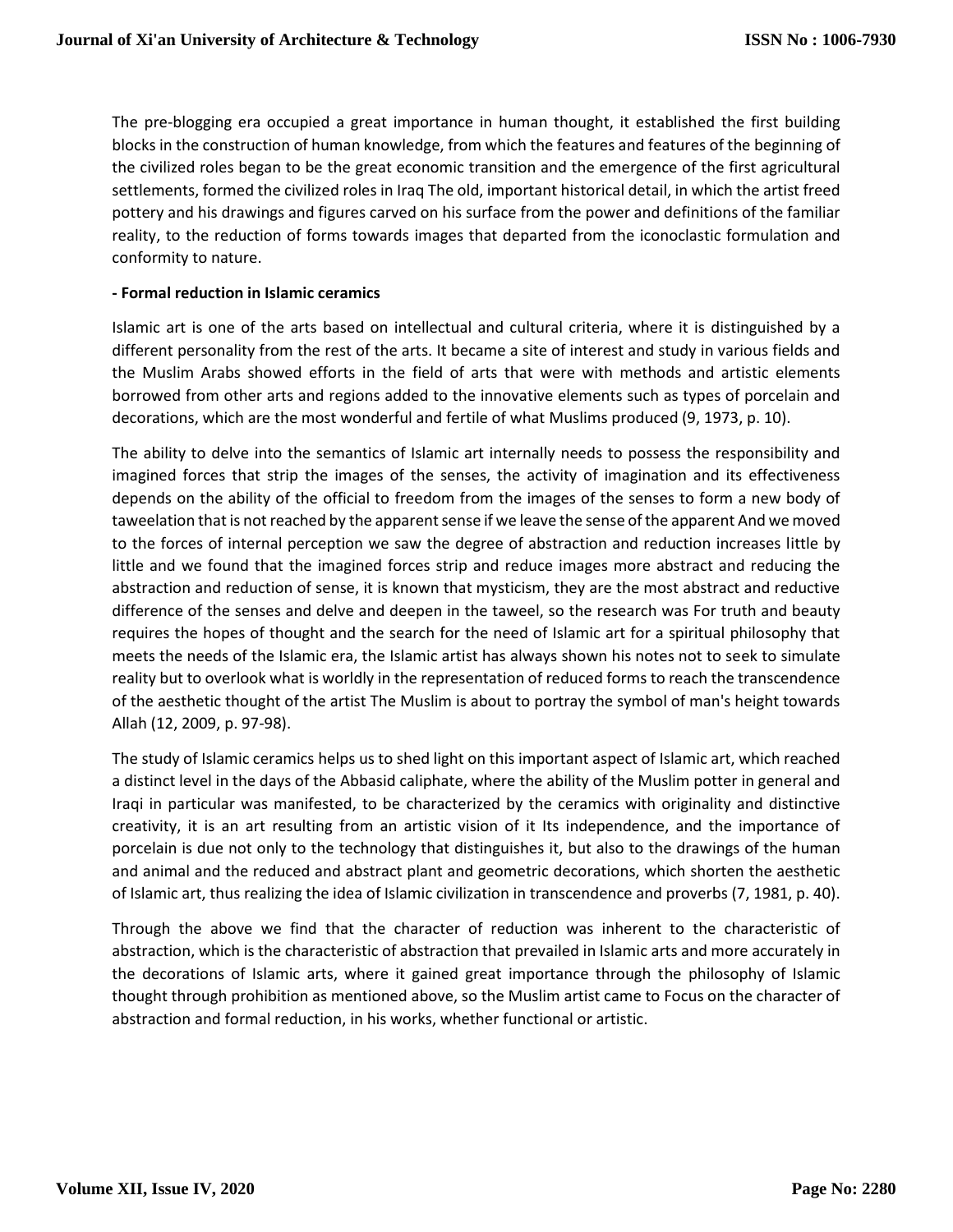The pre-blogging era occupied a great importance in human thought, it established the first building blocks in the construction of human knowledge, from which the features and features of the beginning of the civilized roles began to be the great economic transition and the emergence of the first agricultural settlements, formed the civilized roles in Iraq The old, important historical detail, in which the artist freed pottery and his drawings and figures carved on his surface from the power and definitions of the familiar reality, to the reduction of forms towards images that departed from the iconoclastic formulation and conformity to nature.

**- Formal reduction in Islamic ceramics**

Islamic art is one of the arts based on intellectual and cultural criteria, where it is distinguished by a different personality from the rest of the arts. It became a site of interest and study in various fields and the Muslim Arabs showed efforts in the field of arts that were with methods and artistic elements borrowed from other arts and regions added to the innovative elements such as types of porcelain and decorations, which are the most wonderful and fertile of what Muslims produced (9, 1973, p. 10).

The ability to delve into the semantics of Islamic art internally needs to possess the responsibility and imagined forces that strip the images of the senses, the activity of imagination and its effectiveness depends on the ability of the official to freedom from the images of the senses to form a new body of taweelation that is not reached by the apparent sense if we leave the sense of the apparent And we moved to the forces of internal perception we saw the degree of abstraction and reduction increases little by little and we found that the imagined forces strip and reduce images more abstract and reducing the abstraction and reduction of sense, it is known that mysticism, they are the most abstract and reductive difference of the senses and delve and deepen in the taweel, so the research was For truth and beauty requires the hopes of thought and the search for the need of Islamic art for a spiritual philosophy that meets the needs of the Islamic era, the Islamic artist has always shown his notes not to seek to simulate reality but to overlook what is worldly in the representation of reduced forms to reach the transcendence of the aesthetic thought of the artist The Muslim is about to portray the symbol of man's height towards Allah (12, 2009, p. 97-98).

The study of Islamic ceramics helps us to shed light on this important aspect of Islamic art, which reached a distinct level in the days of the Abbasid caliphate, where the ability of the Muslim potter in general and Iraqi in particular was manifested, to be characterized by the ceramics with originality and distinctive creativity, it is an art resulting from an artistic vision of it Its independence, and the importance of porcelain is due not only to the technology that distinguishes it, but also to the drawings of the human and animal and the reduced and abstract plant and geometric decorations, which shorten the aesthetic of Islamic art, thus realizing the idea of Islamic civilization in transcendence and proverbs (7, 1981, p. 40).

Through the above we find that the character of reduction was inherent to the characteristic of abstraction, which is the characteristic of abstraction that prevailed in Islamic arts and more accurately in the decorations of Islamic arts, where it gained great importance through the philosophy of Islamic thought through prohibition as mentioned above, so the Muslim artist came to Focus on the character of abstraction and formal reduction, in his works, whether functional or artistic.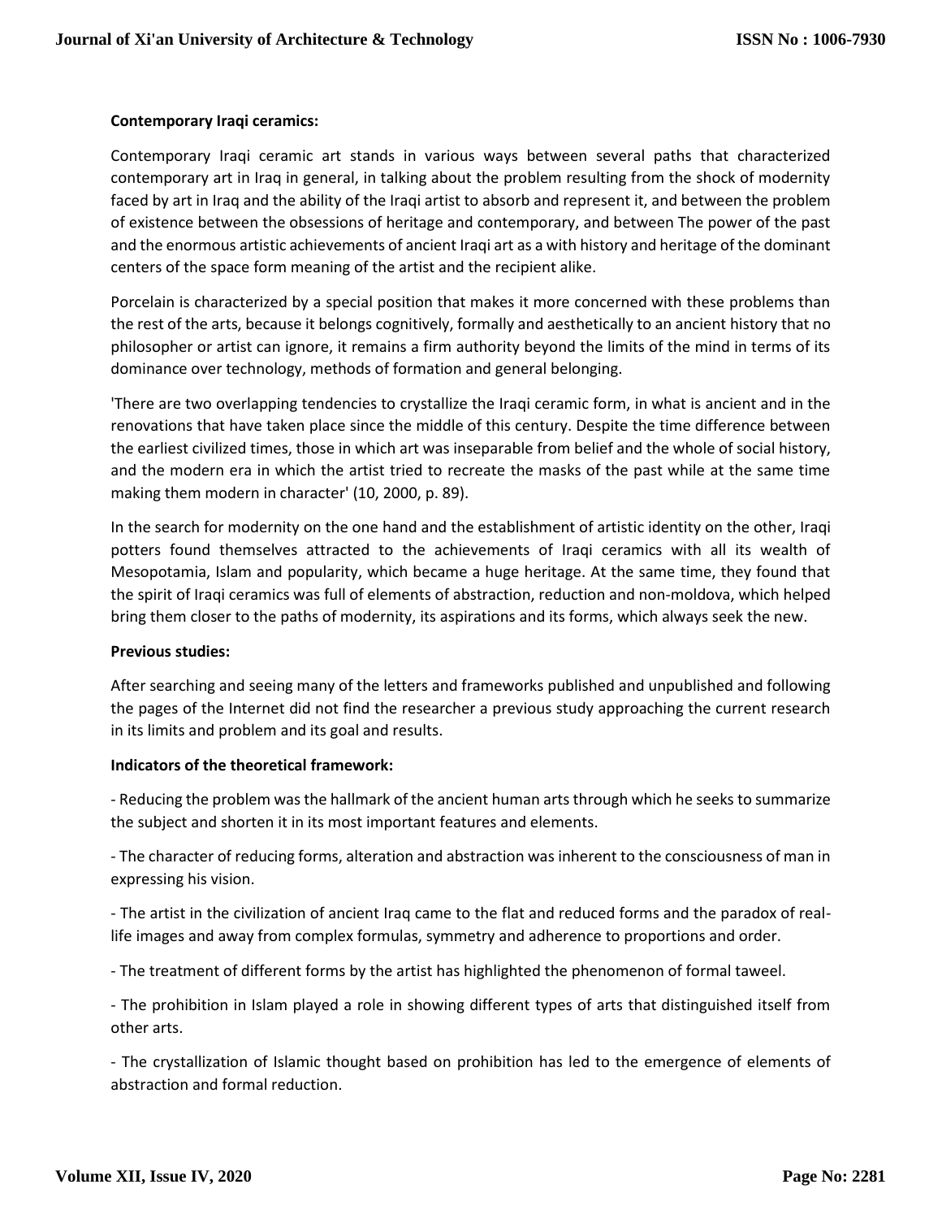**Contemporary Iraqi ceramics:**

Contemporary Iraqi ceramic art stands in various ways between several paths that characterized contemporary art in Iraq in general, in talking about the problem resulting from the shock of modernity faced by art in Iraq and the ability of the Iraqi artist to absorb and represent it, and between the problem of existence between the obsessions of heritage and contemporary, and between The power of the past and the enormous artistic achievements of ancient Iraqi art as a with history and heritage of the dominant centers of the space form meaning of the artist and the recipient alike.

Porcelain is characterized by a special position that makes it more concerned with these problems than the rest of the arts, because it belongs cognitively, formally and aesthetically to an ancient history that no philosopher or artist can ignore, it remains a firm authority beyond the limits of the mind in terms of its dominance over technology, methods of formation and general belonging.

'There are two overlapping tendencies to crystallize the Iraqi ceramic form, in what is ancient and in the renovations that have taken place since the middle of this century. Despite the time difference between the earliest civilized times, those in which art was inseparable from belief and the whole of social history, and the modern era in which the artist tried to recreate the masks of the past while at the same time making them modern in character' (10, 2000, p. 89).

In the search for modernity on the one hand and the establishment of artistic identity on the other, Iraqi potters found themselves attracted to the achievements of Iraqi ceramics with all its wealth of Mesopotamia, Islam and popularity, which became a huge heritage. At the same time, they found that the spirit of Iraqi ceramics was full of elements of abstraction, reduction and non-moldova, which helped bring them closer to the paths of modernity, its aspirations and its forms, which always seek the new.

**Previous studies:**

After searching and seeing many of the letters and frameworks published and unpublished and following the pages of the Internet did not find the researcher a previous study approaching the current research in its limits and problem and its goal and results.

**Indicators of the theoretical framework:**

- Reducing the problem was the hallmark of the ancient human arts through which he seeks to summarize the subject and shorten it in its most important features and elements.

- The character of reducing forms, alteration and abstraction was inherent to the consciousness of man in expressing his vision.

- The artist in the civilization of ancient Iraq came to the flat and reduced forms and the paradox of real-life images and away from complex formulas, symmetry and adherence to proportions and order.

- The treatment of different forms by the artist has highlighted the phenomenon of formal taweel.

- The prohibition in Islam played a role in showing different types of arts that distinguished itself from other arts.

- The crystallization of Islamic thought based on prohibition has led to the emergence of elements of abstraction and formal reduction.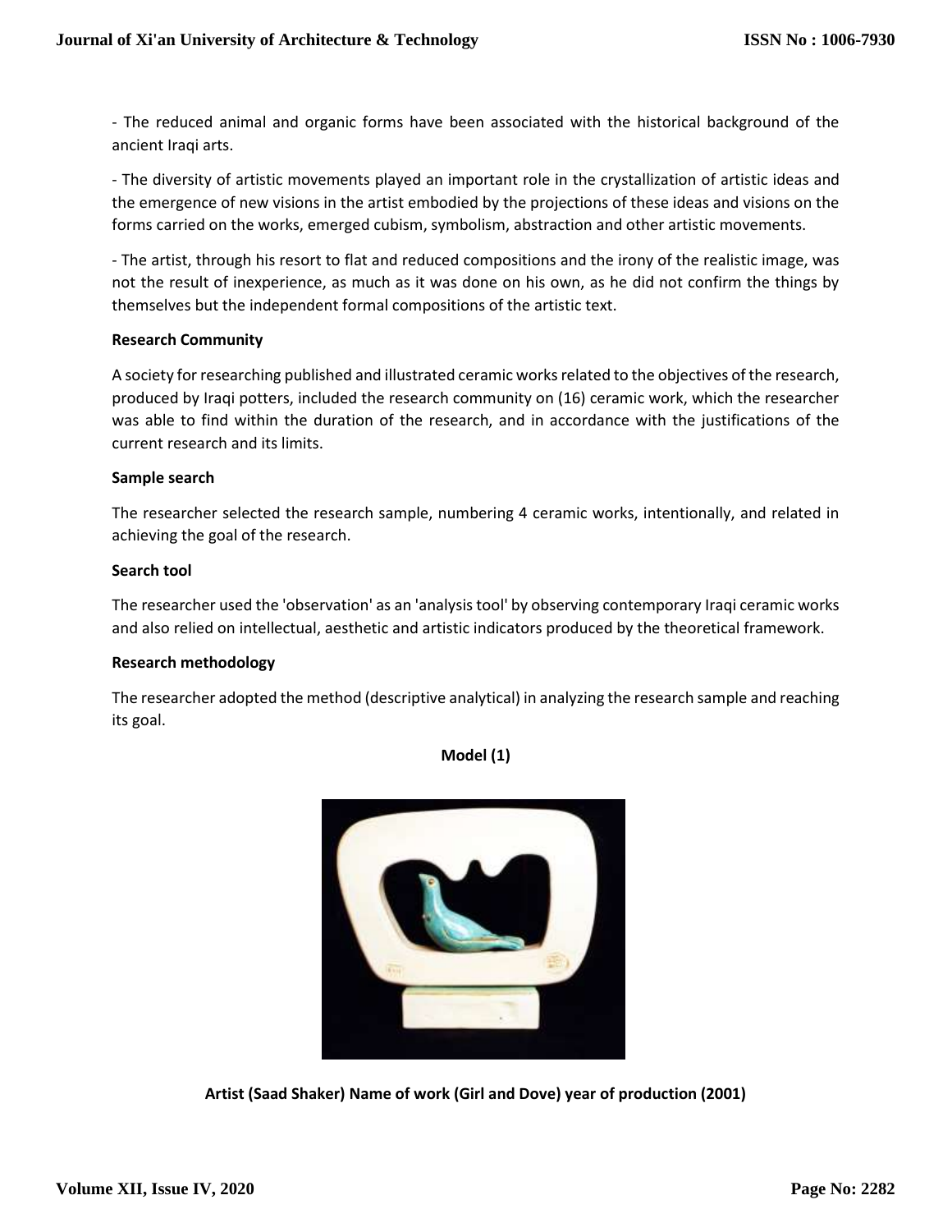- The reduced animal and organic forms have been associated with the historical background of the ancient Iraqi arts.

- The diversity of artistic movements played an important role in the crystallization of artistic ideas and the emergence of new visions in the artist embodied by the projections of these ideas and visions on the forms carried on the works, emerged cubism, symbolism, abstraction and other artistic movements.

- The artist, through his resort to flat and reduced compositions and the irony of the realistic image, was not the result of inexperience, as much as it was done on his own, as he did not confirm the things by themselves but the independent formal compositions of the artistic text.

**Research Community**

A society for researching published and illustrated ceramic works related to the objectives of the research, produced by Iraqi potters, included the research community on (16) ceramic work, which the researcher was able to find within the duration of the research, and in accordance with the justifications of the current research and its limits.

**Sample search**

The researcher selected the research sample, numbering 4 ceramic works, intentionally, and related in achieving the goal of the research.

**Search tool**

The researcher used the 'observation' as an 'analysis tool' by observing contemporary Iraqi ceramic works and also relied on intellectual, aesthetic and artistic indicators produced by the theoretical framework.

**Research methodology**

The researcher adopted the method (descriptive analytical) in analyzing the research sample and reaching its goal.

**Model (1)**

**Artist (Saad Shaker) Name of work (Girl and Dove) year of production (2001)**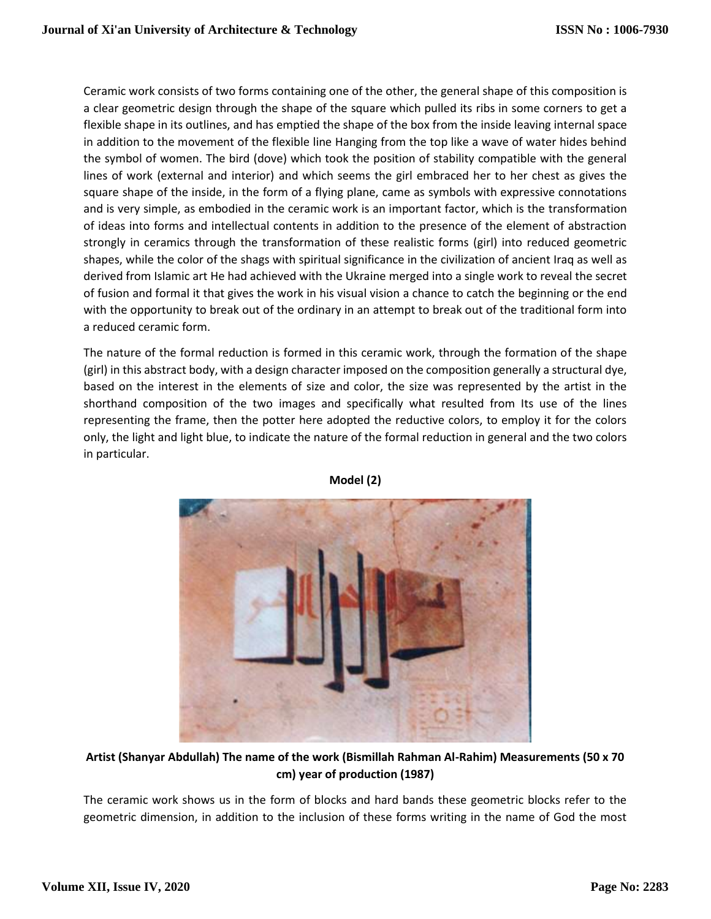Ceramic work consists of two forms containing one of the other, the general shape of this composition is a clear geometric design through the shape of the square which pulled its ribs in some corners to get a flexible shape in its outlines, and has emptied the shape of the box from the inside leaving internal space in addition to the movement of the flexible line Hanging from the top like a wave of water hides behind the symbol of women. The bird (dove) which took the position of stability compatible with the general lines of work (external and interior) and which seems the girl embraced her to her chest as gives the square shape of the inside, in the form of a flying plane, came as symbols with expressive connotations and is very simple, as embodied in the ceramic work is an important factor, which is the transformation of ideas into forms and intellectual contents in addition to the presence of the element of abstraction strongly in ceramics through the transformation of these realistic forms (girl) into reduced geometric shapes, while the color of the shags with spiritual significance in the civilization of ancient Iraq as well as derived from Islamic art He had achieved with the Ukraine merged into a single work to reveal the secret of fusion and formal it that gives the work in his visual vision a chance to catch the beginning or the end with the opportunity to break out of the ordinary in an attempt to break out of the traditional form into a reduced ceramic form.

The nature of the formal reduction is formed in this ceramic work, through the formation of the shape (girl) in this abstract body, with a design character imposed on the composition generally a structural dye, based on the interest in the elements of size and color, the size was represented by the artist in the shorthand composition of the two images and specifically what resulted from Its use of the lines representing the frame, then the potter here adopted the reductive colors, to employ it for the colors only, the light and light blue, to indicate the nature of the formal reduction in general and the two colors in particular.

**Model (2)**

**Artist (Shanyar Abdullah) The name of the work (Bismillah Rahman Al-Rahim) Measurements (50 x 70 cm) year of production (1987)**

The ceramic work shows us in the form of blocks and hard bands these geometric blocks refer to the geometric dimension, in addition to the inclusion of these forms writing in the name of God the most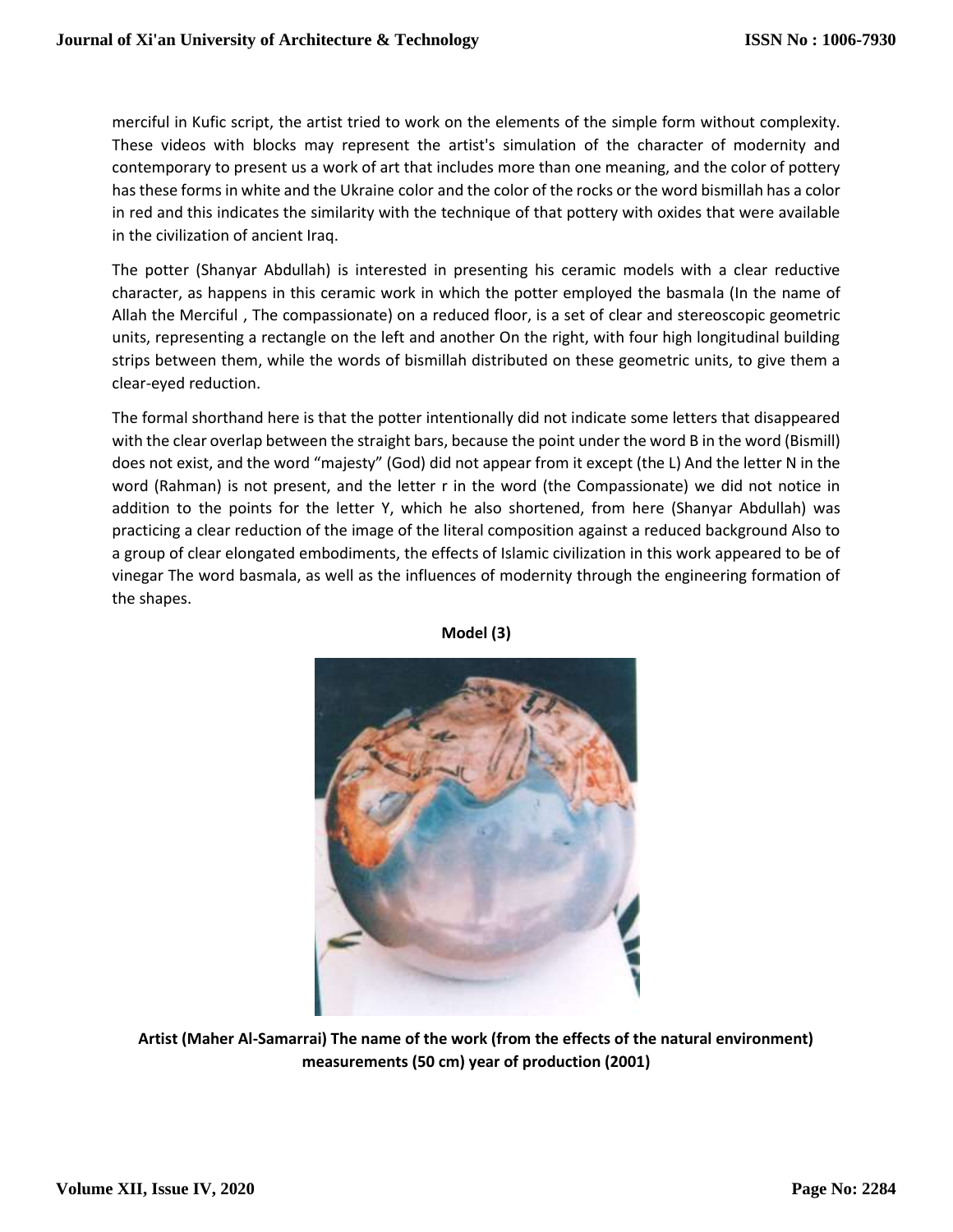merciful in Kufic script, the artist tried to work on the elements of the simple form without complexity. These videos with blocks may represent the artist's simulation of the character of modernity and contemporary to present us a work of art that includes more than one meaning, and the color of pottery has these forms in white and the Ukraine color and the color of the rocks or the word bismillah has a color in red and this indicates the similarity with the technique of that pottery with oxides that were available in the civilization of ancient Iraq.

The potter (Shanyar Abdullah) is interested in presenting his ceramic models with a clear reductive character, as happens in this ceramic work in which the potter employed the basmala (In the name of Allah the Merciful , The compassionate) on a reduced floor, is a set of clear and stereoscopic geometric units, representing a rectangle on the left and another On the right, with four high longitudinal building strips between them, while the words of bismillah distributed on these geometric units, to give them a clear-eyed reduction.

The formal shorthand here is that the potter intentionally did not indicate some letters that disappeared with the clear overlap between the straight bars, because the point under the word B in the word (Bismill) does not exist, and the word "majesty" (God) did not appear from it except (the L) And the letter N in the word (Rahman) is not present, and the letter r in the word (the Compassionate) we did not notice in addition to the points for the letter Y, which he also shortened, from here (Shanyar Abdullah) was practicing a clear reduction of the image of the literal composition against a reduced background Also to a group of clear elongated embodiments, the effects of Islamic civilization in this work appeared to be of vinegar The word basmala, as well as the influences of modernity through the engineering formation of the shapes.

**Model (3)**

**Artist (Maher Al-Samarrai) The name of the work (from the effects of the natural environment) measurements (50 cm) year of production (2001)**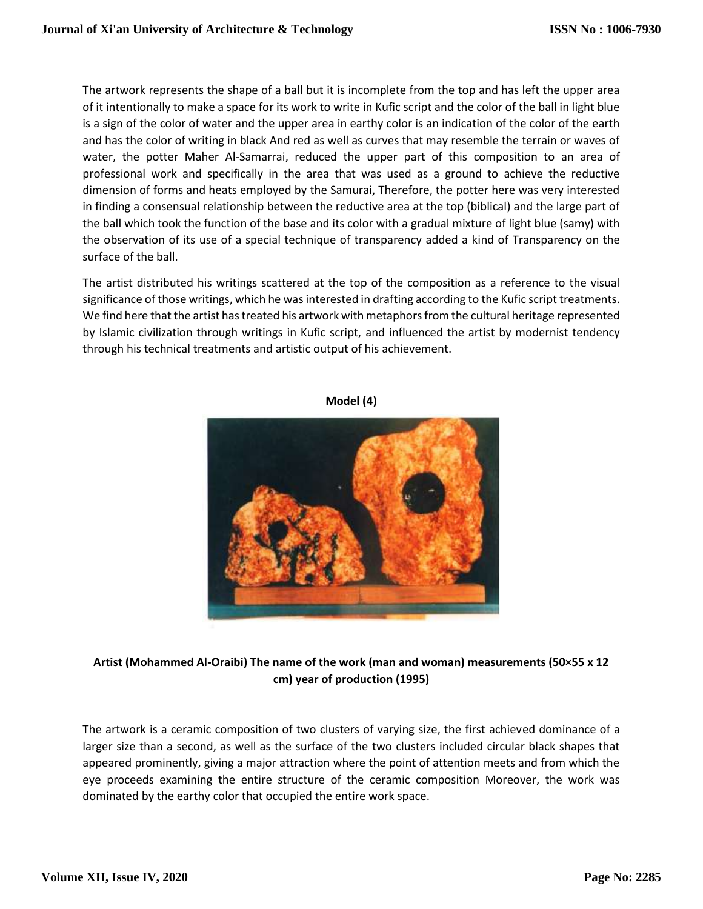The artwork represents the shape of a ball but it is incomplete from the top and has left the upper area of it intentionally to make a space for its work to write in Kufic script and the color of the ball in light blue is a sign of the color of water and the upper area in earthy color is an indication of the color of the earth and has the color of writing in black And red as well as curves that may resemble the terrain or waves of water, the potter Maher Al-Samarrai, reduced the upper part of this composition to an area of professional work and specifically in the area that was used as a ground to achieve the reductive dimension of forms and heats employed by the Samurai, Therefore, the potter here was very interested in finding a consensual relationship between the reductive area at the top (biblical) and the large part of the ball which took the function of the base and its color with a gradual mixture of light blue (samy) with the observation of its use of a special technique of transparency added a kind of Transparency on the surface of the ball.

The artist distributed his writings scattered at the top of the composition as a reference to the visual significance of those writings, which he was interested in drafting according to the Kufic script treatments. We find here that the artist has treated his artwork with metaphors from the cultural heritage represented by Islamic civilization through writings in Kufic script, and influenced the artist by modernist tendency through his technical treatments and artistic output of his achievement.

**Model (4)**

**Artist (Mohammed Al-Oraibi) The name of the work (man and woman) measurements (50×55 x 12 cm) year of production (1995)**

The artwork is a ceramic composition of two clusters of varying size, the first achieved dominance of a larger size than a second, as well as the surface of the two clusters included circular black shapes that appeared prominently, giving a major attraction where the point of attention meets and from which the eye proceeds examining the entire structure of the ceramic composition Moreover, the work was dominated by the earthy color that occupied the entire work space.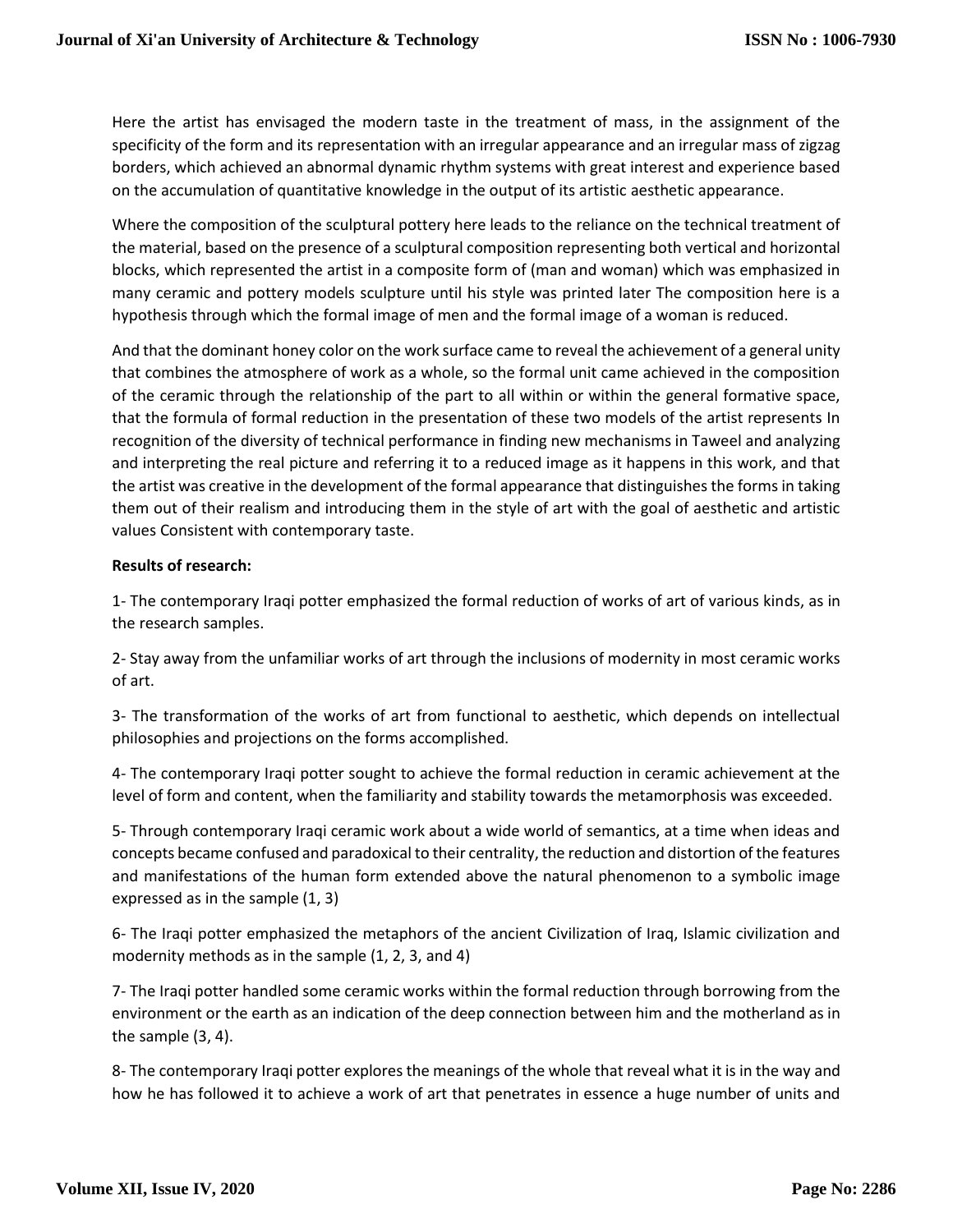Here the artist has envisaged the modern taste in the treatment of mass, in the assignment of the specificity of the form and its representation with an irregular appearance and an irregular mass of zigzag borders, which achieved an abnormal dynamic rhythm systems with great interest and experience based on the accumulation of quantitative knowledge in the output of its artistic aesthetic appearance.

Where the composition of the sculptural pottery here leads to the reliance on the technical treatment of the material, based on the presence of a sculptural composition representing both vertical and horizontal blocks, which represented the artist in a composite form of (man and woman) which was emphasized in many ceramic and pottery models sculpture until his style was printed later The composition here is a hypothesis through which the formal image of men and the formal image of a woman is reduced.

And that the dominant honey color on the work surface came to reveal the achievement of a general unity that combines the atmosphere of work as a whole, so the formal unit came achieved in the composition of the ceramic through the relationship of the part to all within or within the general formative space, that the formula of formal reduction in the presentation of these two models of the artist represents In recognition of the diversity of technical performance in finding new mechanisms in Taweel and analyzing and interpreting the real picture and referring it to a reduced image as it happens in this work, and that the artist was creative in the development of the formal appearance that distinguishes the forms in taking them out of their realism and introducing them in the style of art with the goal of aesthetic and artistic values Consistent with contemporary taste.

**Results of research:**

1- The contemporary Iraqi potter emphasized the formal reduction of works of art of various kinds, as in the research samples.

2- Stay away from the unfamiliar works of art through the inclusions of modernity in most ceramic works of art.

3- The transformation of the works of art from functional to aesthetic, which depends on intellectual philosophies and projections on the forms accomplished.

4- The contemporary Iraqi potter sought to achieve the formal reduction in ceramic achievement at the level of form and content, when the familiarity and stability towards the metamorphosis was exceeded.

5- Through contemporary Iraqi ceramic work about a wide world of semantics, at a time when ideas and concepts became confused and paradoxical to their centrality, the reduction and distortion of the features and manifestations of the human form extended above the natural phenomenon to a symbolic image expressed as in the sample (1, 3)

6- The Iraqi potter emphasized the metaphors of the ancient Civilization of Iraq, Islamic civilization and modernity methods as in the sample (1, 2, 3, and 4)

7- The Iraqi potter handled some ceramic works within the formal reduction through borrowing from the environment or the earth as an indication of the deep connection between him and the motherland as in the sample (3, 4).

8- The contemporary Iraqi potter explores the meanings of the whole that reveal what it is in the way and how he has followed it to achieve a work of art that penetrates in essence a huge number of units and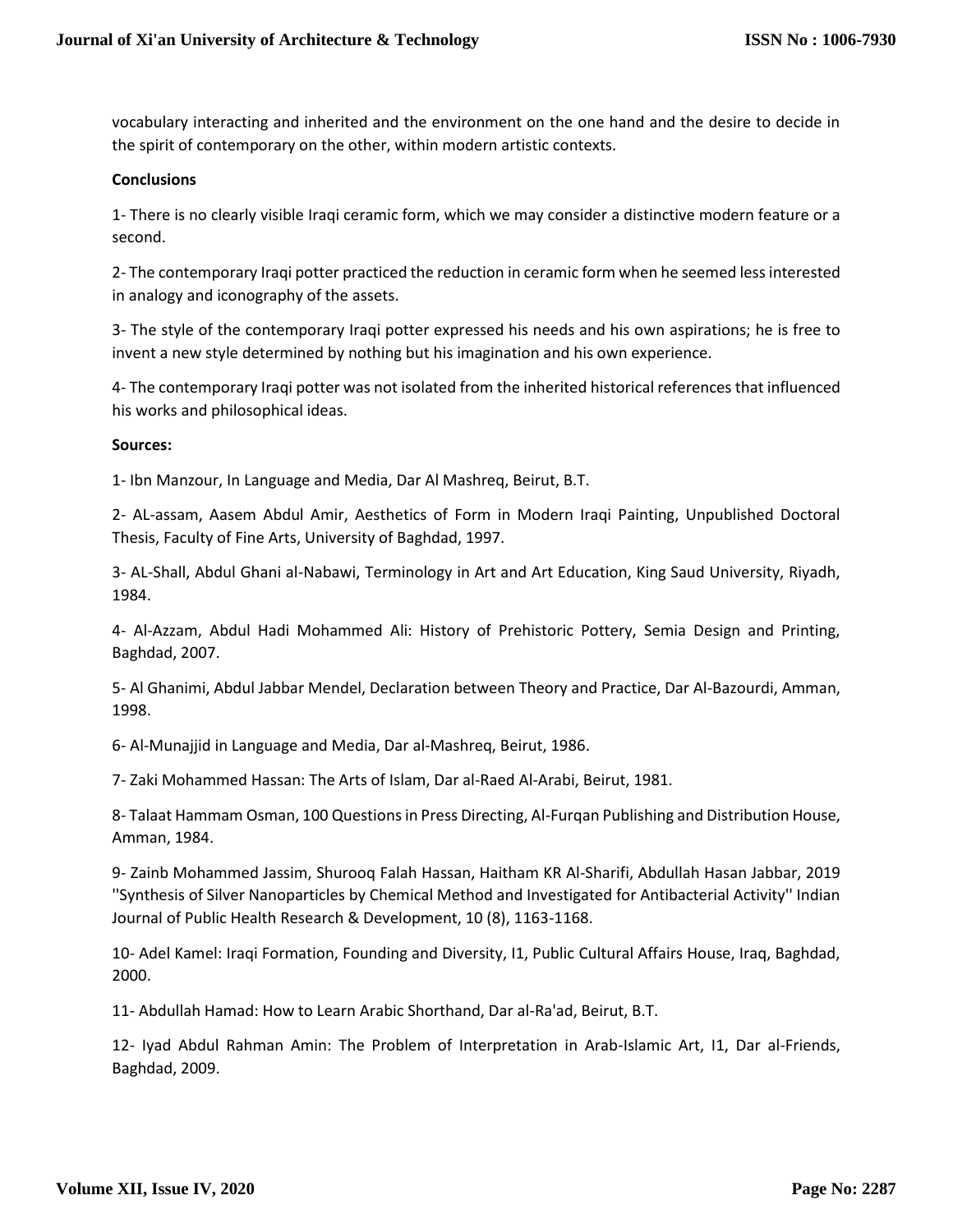vocabulary interacting and inherited and the environment on the one hand and the desire to decide in the spirit of contemporary on the other, within modern artistic contexts.

**Conclusions**

1- There is no clearly visible Iraqi ceramic form, which we may consider a distinctive modern feature or a second.

2- The contemporary Iraqi potter practiced the reduction in ceramic form when he seemed less interested in analogy and iconography of the assets.

3- The style of the contemporary Iraqi potter expressed his needs and his own aspirations; he is free to invent a new style determined by nothing but his imagination and his own experience.

4- The contemporary Iraqi potter was not isolated from the inherited historical references that influenced his works and philosophical ideas.

**Sources:**

1- Ibn Manzour, In Language and Media, Dar Al Mashreq, Beirut, B.T.

2- AL-assam, Aasem Abdul Amir, Aesthetics of Form in Modern Iraqi Painting, Unpublished Doctoral Thesis, Faculty of Fine Arts, University of Baghdad, 1997.

3- AL-Shall, Abdul Ghani al-Nabawi, Terminology in Art and Art Education, King Saud University, Riyadh, 1984.

4- Al-Azzam, Abdul Hadi Mohammed Ali: History of Prehistoric Pottery, Semia Design and Printing, Baghdad, 2007.

5- Al Ghanimi, Abdul Jabbar Mendel, Declaration between Theory and Practice, Dar Al-Bazourdi, Amman, 1998.

6- Al-Munajjid in Language and Media, Dar al-Mashreq, Beirut, 1986.

7- Zaki Mohammed Hassan: The Arts of Islam, Dar al-Raed Al-Arabi, Beirut, 1981.

8- Talaat Hammam Osman, 100 Questions in Press Directing, Al-Furqan Publishing and Distribution House, Amman, 1984.

9- Zainb Mohammed Jassim, Shurooq Falah Hassan, Haitham KR Al-Sharifi, Abdullah Hasan Jabbar, 2019 ''Synthesis of Silver Nanoparticles by Chemical Method and Investigated for Antibacterial Activity'' Indian Journal of Public Health Research & Development, 10 (8), 1163-1168.

10- Adel Kamel: Iraqi Formation, Founding and Diversity, I1, Public Cultural Affairs House, Iraq, Baghdad, 2000.

11- Abdullah Hamad: How to Learn Arabic Shorthand, Dar al-Ra'ad, Beirut, B.T.

12- Iyad Abdul Rahman Amin: The Problem of Interpretation in Arab-Islamic Art, I1, Dar al-Friends, Baghdad, 2009.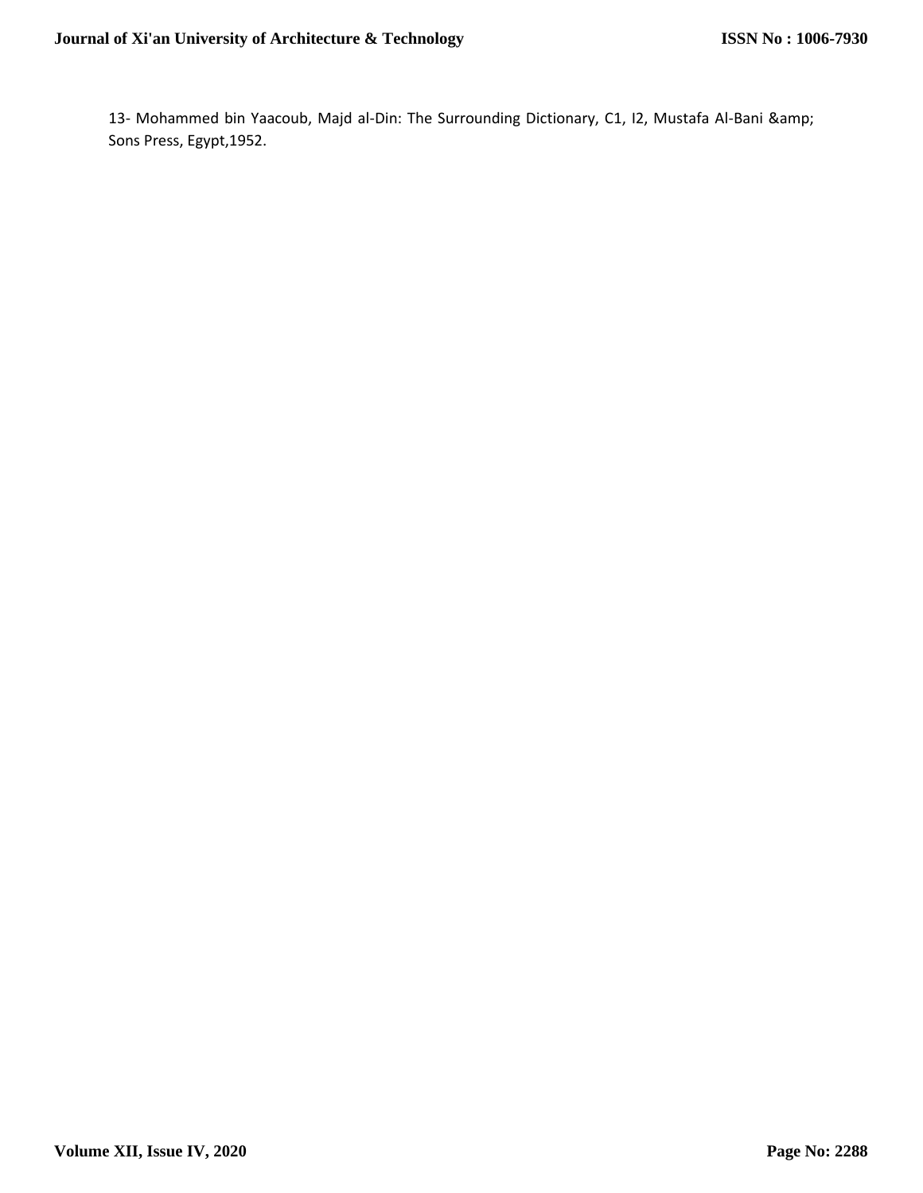13- Mohammed bin Yaacoub, Majd al-Din: The Surrounding Dictionary, C1, I2, Mustafa Al-Bani &amp; Sons Press, Egypt,1952.